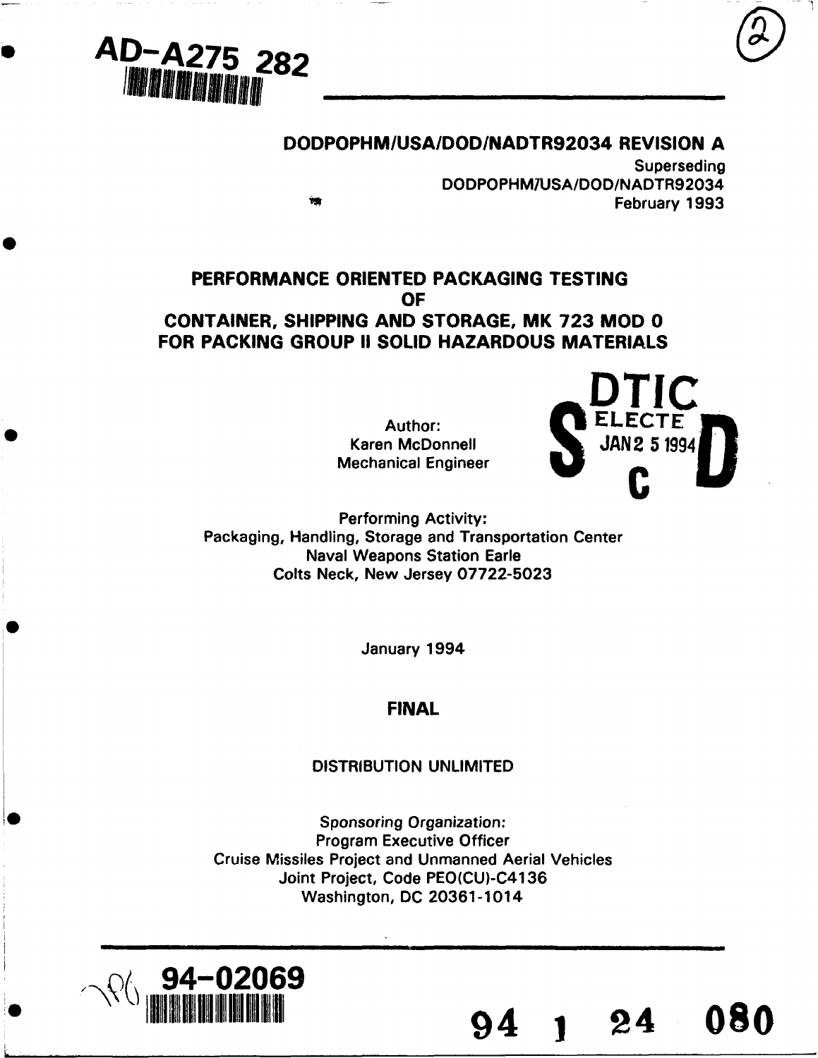AD-A275 282

(2)

**DODPOPHM/USA/DOD/NADTR92034 REVISION A**

Superseding
DODPOPHM/USA/DOD/NADTR92034
February 1993

# PERFORMANCE ORIENTED PACKAGING TESTING OF CONTAINER, SHIPPING AND STORAGE, MK 723 MOD 0 FOR PACKING GROUP II SOLID HAZARDOUS MATERIALS

DTIC
ELECTE
JAN 25 1994
S C D

Author:
Karen McDonnell
Mechanical Engineer

Performing Activity:
Packaging, Handling, Storage and Transportation Center
Naval Weapons Station Earle
Colts Neck, New Jersey 07722-5023

January 1994

**FINAL**

DISTRIBUTION UNLIMITED

Sponsoring Organization:
Program Executive Officer
Cruise Missiles Project and Unmanned Aerial Vehicles
Joint Project, Code PEO(CU)-C4136
Washington, DC 20361-1014

94-02069

94 1 24 080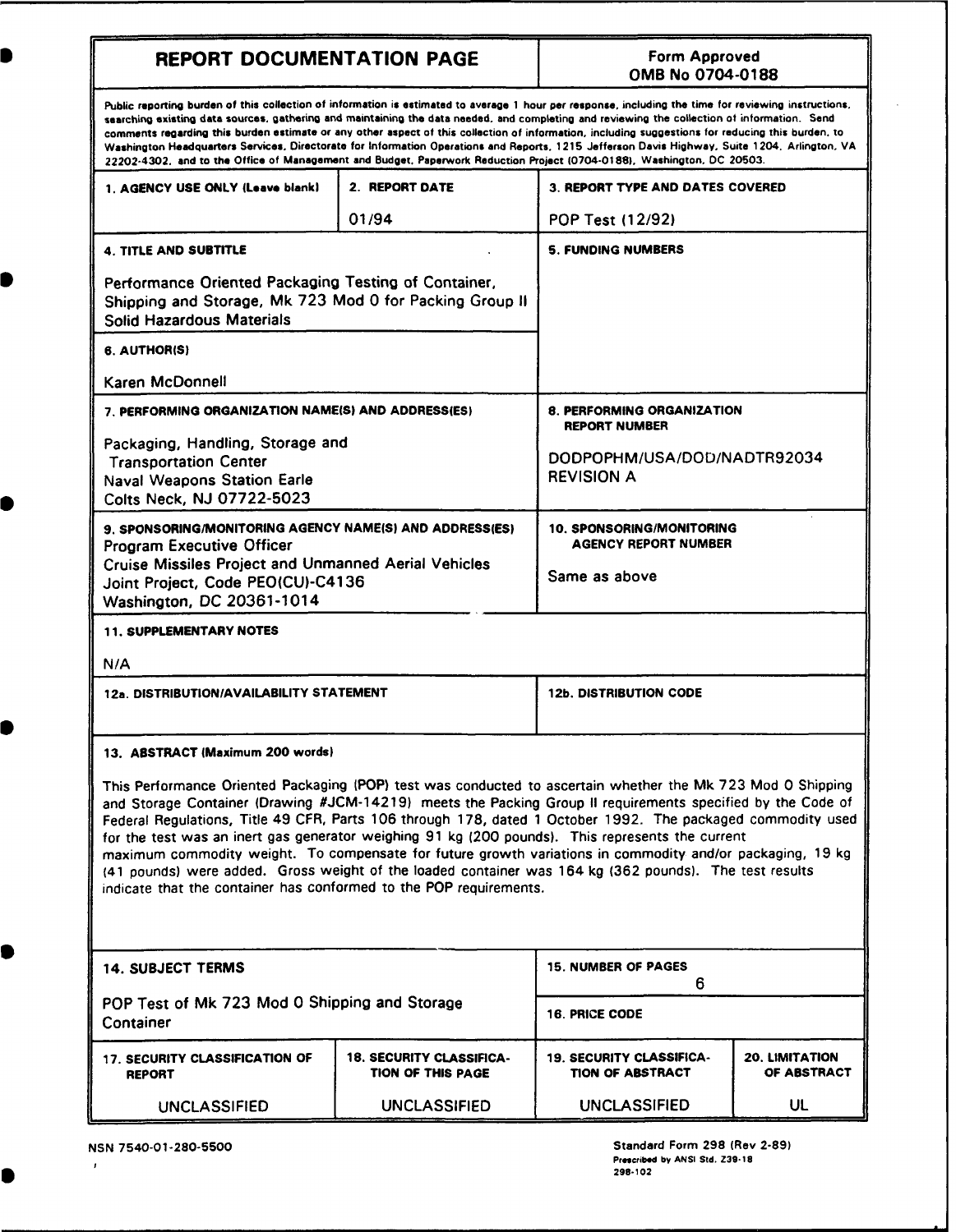# REPORT DOCUMENTATION PAGE

**Form Approved**
**OMB No 0704-0188**

Public reporting burden of this collection of information is estimated to average 1 hour per response, including the time for reviewing instructions, searching existing data sources, gathering and maintaining the data needed, and completing and reviewing the collection of information. Send comments regarding this burden estimate or any other aspect of this collection of information, including suggestions for reducing this burden, to Washington Headquarters Services, Directorate for Information Operations and Reports, 1215 Jefferson Davis Highway, Suite 1204, Arlington, VA 22202-4302, and to the Office of Management and Budget, Paperwork Reduction Project (0704-0188), Washington, DC 20503.

**1. AGENCY USE ONLY (Leave blank)**

**2. REPORT DATE**
01/94

**3. REPORT TYPE AND DATES COVERED**
POP Test (12/92)

**4. TITLE AND SUBTITLE**
Performance Oriented Packaging Testing of Container, Shipping and Storage, Mk 723 Mod 0 for Packing Group II Solid Hazardous Materials

**5. FUNDING NUMBERS**

**6. AUTHOR(S)**
Karen McDonnell

**7. PERFORMING ORGANIZATION NAME(S) AND ADDRESS(ES)**
Packaging, Handling, Storage and Transportation Center
Naval Weapons Station Earle
Colts Neck, NJ 07722-5023

**8. PERFORMING ORGANIZATION REPORT NUMBER**
DODPOPHM/USA/DOD/NADTR92034
REVISION A

**9. SPONSORING/MONITORING AGENCY NAME(S) AND ADDRESS(ES)**
Program Executive Officer
Cruise Missiles Project and Unmanned Aerial Vehicles Joint Project, Code PEO(CU)-C4136
Washington, DC 20361-1014

**10. SPONSORING/MONITORING AGENCY REPORT NUMBER**
Same as above

**11. SUPPLEMENTARY NOTES**
N/A

**12a. DISTRIBUTION/AVAILABILITY STATEMENT**

**12b. DISTRIBUTION CODE**

**13. ABSTRACT (Maximum 200 words)**

This Performance Oriented Packaging (POP) test was conducted to ascertain whether the Mk 723 Mod 0 Shipping and Storage Container (Drawing #JCM-14219) meets the Packing Group II requirements specified by the Code of Federal Regulations, Title 49 CFR, Parts 106 through 178, dated 1 October 1992. The packaged commodity used for the test was an inert gas generator weighing 91 kg (200 pounds). This represents the current maximum commodity weight. To compensate for future growth variations in commodity and/or packaging, 19 kg (41 pounds) were added. Gross weight of the loaded container was 164 kg (362 pounds). The test results indicate that the container has conformed to the POP requirements.

**14. SUBJECT TERMS**
POP Test of Mk 723 Mod 0 Shipping and Storage Container

**15. NUMBER OF PAGES**
6

**16. PRICE CODE**

| 17. SECURITY CLASSIFICATION OF REPORT | 18. SECURITY CLASSIFICATION OF THIS PAGE | 19. SECURITY CLASSIFICATION OF ABSTRACT | 20. LIMITATION OF ABSTRACT |
|---|---|---|---|
| UNCLASSIFIED | UNCLASSIFIED | UNCLASSIFIED | UL |

NSN 7540-01-280-5500

Standard Form 298 (Rev 2-89)
Prescribed by ANSI Std. Z39-18
298-102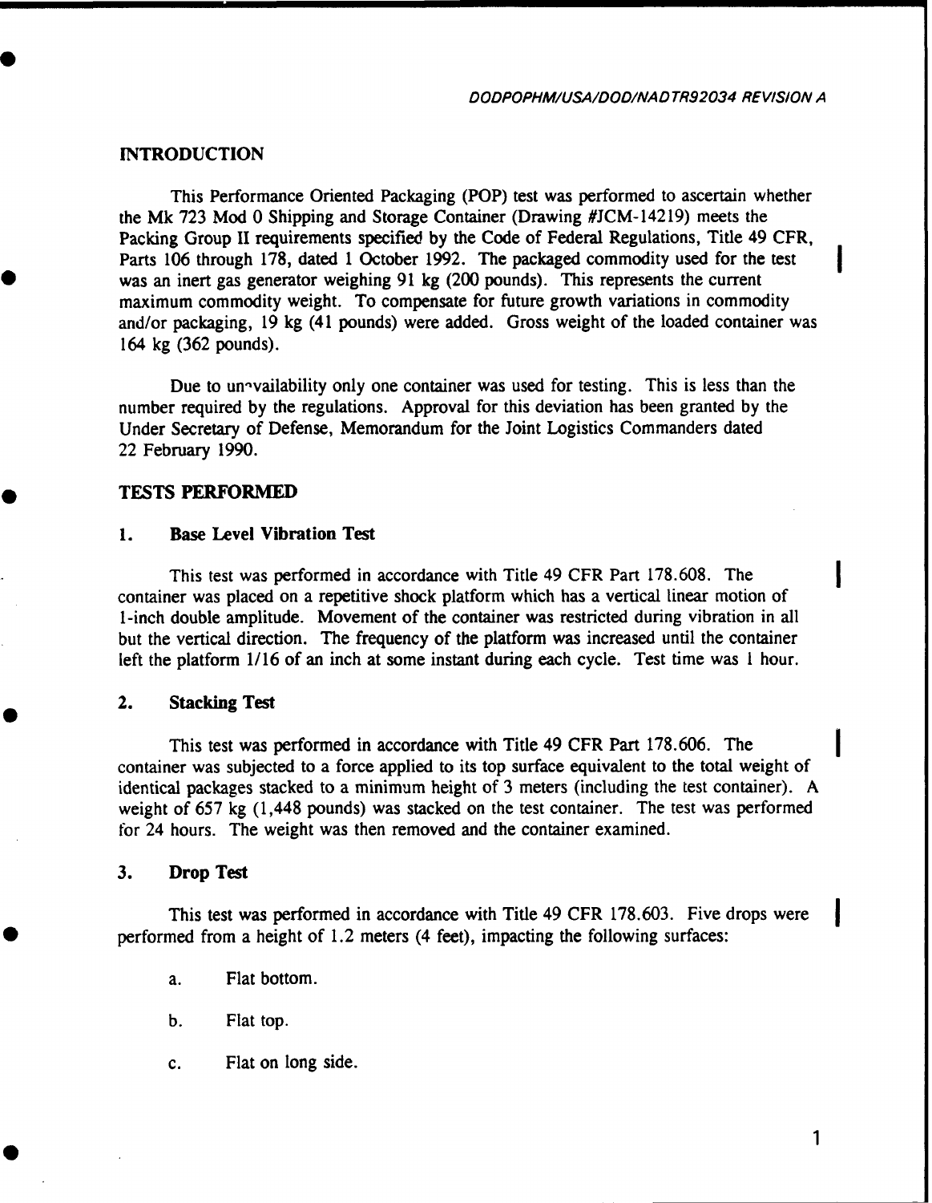## INTRODUCTION

This Performance Oriented Packaging (POP) test was performed to ascertain whether the Mk 723 Mod 0 Shipping and Storage Container (Drawing #JCM-14219) meets the Packing Group II requirements specified by the Code of Federal Regulations, Title 49 CFR, Parts 106 through 178, dated 1 October 1992. The packaged commodity used for the test was an inert gas generator weighing 91 kg (200 pounds). This represents the current maximum commodity weight. To compensate for future growth variations in commodity and/or packaging, 19 kg (41 pounds) were added. Gross weight of the loaded container was 164 kg (362 pounds).

Due to unavailability only one container was used for testing. This is less than the number required by the regulations. Approval for this deviation has been granted by the Under Secretary of Defense, Memorandum for the Joint Logistics Commanders dated 22 February 1990.

## TESTS PERFORMED

### 1. Base Level Vibration Test

This test was performed in accordance with Title 49 CFR Part 178.608. The container was placed on a repetitive shock platform which has a vertical linear motion of 1-inch double amplitude. Movement of the container was restricted during vibration in all but the vertical direction. The frequency of the platform was increased until the container left the platform 1/16 of an inch at some instant during each cycle. Test time was 1 hour.

### 2. Stacking Test

This test was performed in accordance with Title 49 CFR Part 178.606. The container was subjected to a force applied to its top surface equivalent to the total weight of identical packages stacked to a minimum height of 3 meters (including the test container). A weight of 657 kg (1,448 pounds) was stacked on the test container. The test was performed for 24 hours. The weight was then removed and the container examined.

### 3. Drop Test

This test was performed in accordance with Title 49 CFR 178.603. Five drops were performed from a height of 1.2 meters (4 feet), impacting the following surfaces:

a. Flat bottom.

b. Flat top.

c. Flat on long side.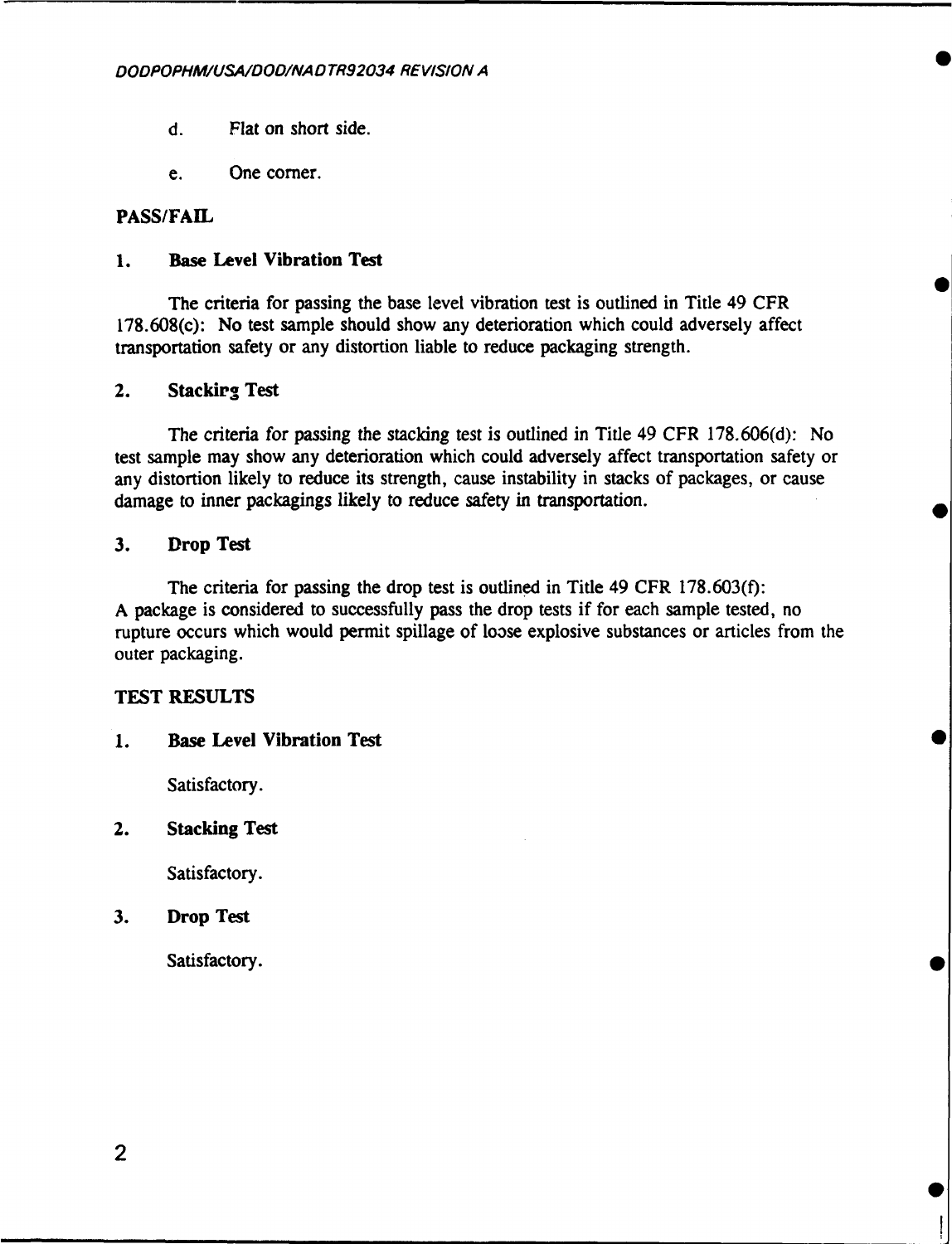d. Flat on short side.

e. One corner.

## PASS/FAIL

### 1. Base Level Vibration Test

The criteria for passing the base level vibration test is outlined in Title 49 CFR 178.608(c): No test sample should show any deterioration which could adversely affect transportation safety or any distortion liable to reduce packaging strength.

### 2. Stacking Test

The criteria for passing the stacking test is outlined in Title 49 CFR 178.606(d): No test sample may show any deterioration which could adversely affect transportation safety or any distortion likely to reduce its strength, cause instability in stacks of packages, or cause damage to inner packagings likely to reduce safety in transportation.

### 3. Drop Test

The criteria for passing the drop test is outlined in Title 49 CFR 178.603(f): A package is considered to successfully pass the drop tests if for each sample tested, no rupture occurs which would permit spillage of loose explosive substances or articles from the outer packaging.

## TEST RESULTS

### 1. Base Level Vibration Test

Satisfactory.

### 2. Stacking Test

Satisfactory.

### 3. Drop Test

Satisfactory.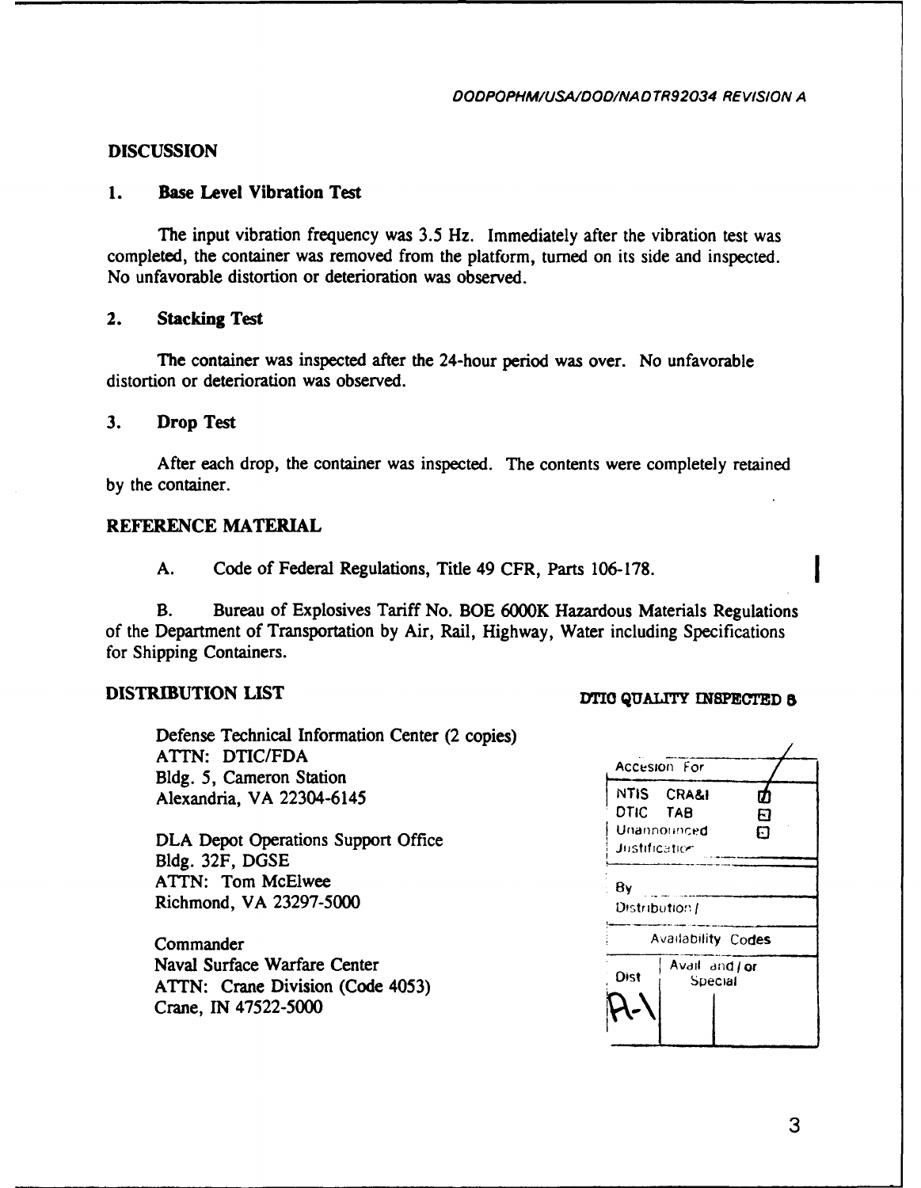## DISCUSSION

### 1. Base Level Vibration Test

The input vibration frequency was 3.5 Hz. Immediately after the vibration test was completed, the container was removed from the platform, turned on its side and inspected. No unfavorable distortion or deterioration was observed.

### 2. Stacking Test

The container was inspected after the 24-hour period was over. No unfavorable distortion or deterioration was observed.

### 3. Drop Test

After each drop, the container was inspected. The contents were completely retained by the container.

## REFERENCE MATERIAL

A. Code of Federal Regulations, Title 49 CFR, Parts 106-178.

B. Bureau of Explosives Tariff No. BOE 6000K Hazardous Materials Regulations of the Department of Transportation by Air, Rail, Highway, Water including Specifications for Shipping Containers.

## DISTRIBUTION LIST

DTIC QUALITY INSPECTED 8

Defense Technical Information Center (2 copies)
ATTN: DTIC/FDA
Bldg. 5, Cameron Station
Alexandria, VA 22304-6145

DLA Depot Operations Support Office
Bldg. 32F, DGSE
ATTN: Tom McElwee
Richmond, VA 23297-5000

Commander
Naval Surface Warfare Center
ATTN: Crane Division (Code 4053)
Crane, IN 47522-5000

| Accesion For | |
|---|---|
| NTIS CRA&I | ☑ |
| DTIC TAB | ☐ |
| Unannounced | ☐ |
| Justification | |
| By | |
| Distribution / | |
| Availability Codes | |
| Dist | Avail and / or Special |
| A-1 | |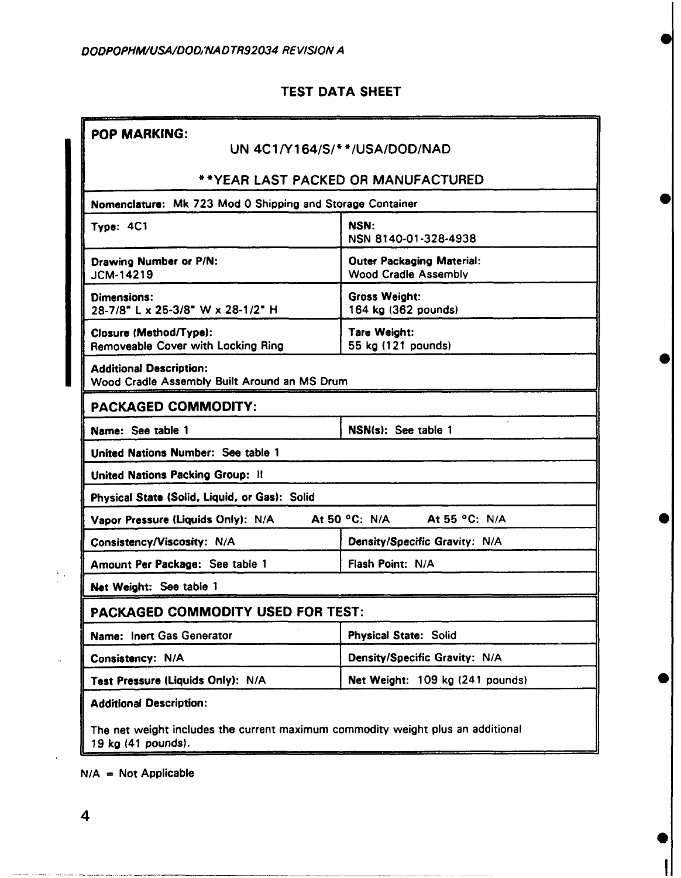## TEST DATA SHEET

**POP MARKING:**

UN 4C1/Y164/S/\*\*/USA/DOD/NAD

\*\*YEAR LAST PACKED OR MANUFACTURED

| | |
|---|---|
| **Nomenclature:** Mk 723 Mod 0 Shipping and Storage Container | |
| **Type:** 4C1 | **NSN:** NSN 8140-01-328-4938 |
| **Drawing Number or P/N:** JCM-14219 | **Outer Packaging Material:** Wood Cradle Assembly |
| **Dimensions:** 28-7/8" L x 25-3/8" W x 28-1/2" H | **Gross Weight:** 164 kg (362 pounds) |
| **Closure (Method/Type):** Removeable Cover with Locking Ring | **Tare Weight:** 55 kg (121 pounds) |
| **Additional Description:** Wood Cradle Assembly Built Around an MS Drum | |

**PACKAGED COMMODITY:**

| | |
|---|---|
| **Name:** See table 1 | **NSN(s):** See table 1 |
| **United Nations Number:** See table 1 | |
| **United Nations Packing Group:** II | |
| **Physical State (Solid, Liquid, or Gas):** Solid | |
| **Vapor Pressure (Liquids Only):** N/A At 50 °C: N/A At 55 °C: N/A | |
| **Consistency/Viscosity:** N/A | **Density/Specific Gravity:** N/A |
| **Amount Per Package:** See table 1 | **Flash Point:** N/A |
| **Net Weight:** See table 1 | |

**PACKAGED COMMODITY USED FOR TEST:**

| | |
|---|---|
| **Name:** Inert Gas Generator | **Physical State:** Solid |
| **Consistency:** N/A | **Density/Specific Gravity:** N/A |
| **Test Pressure (Liquids Only):** N/A | **Net Weight:** 109 kg (241 pounds) |

**Additional Description:**

The net weight includes the current maximum commodity weight plus an additional 19 kg (41 pounds).

N/A = Not Applicable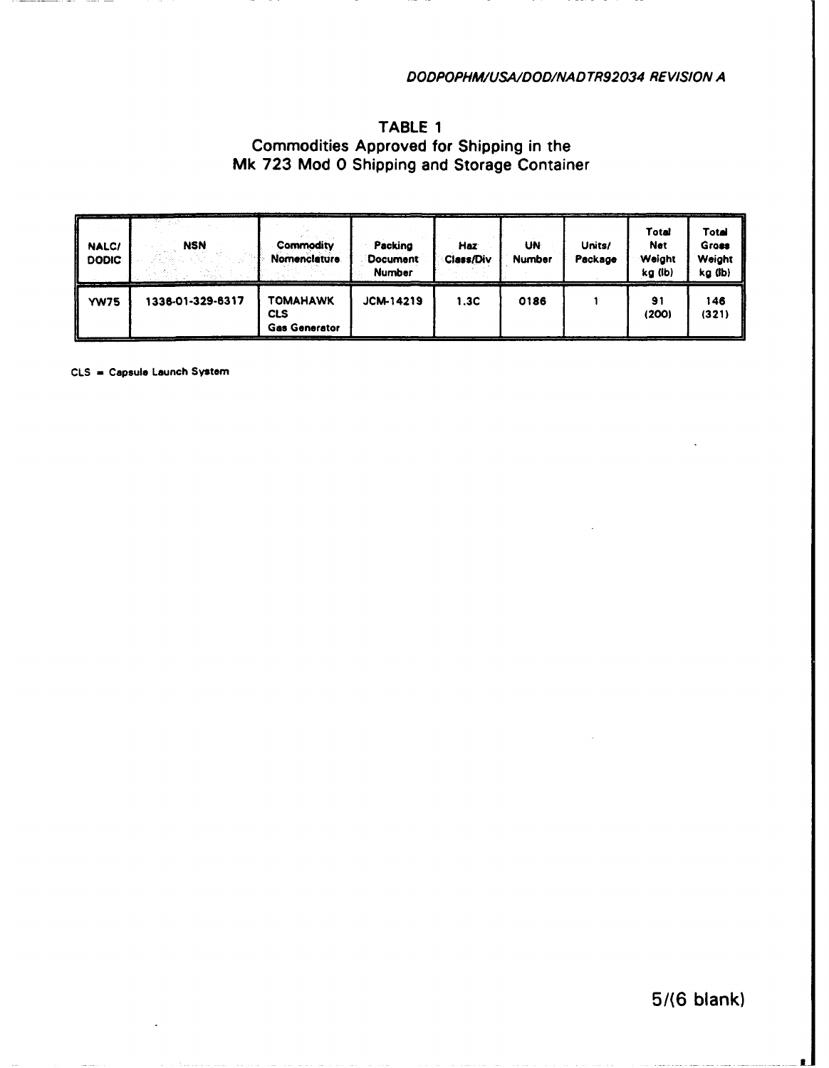## TABLE 1
## Commodities Approved for Shipping in the Mk 723 Mod 0 Shipping and Storage Container

| NALC/ DODIC | NSN | Commodity Nomenclature | Packing Document Number | Haz Class/Div | UN Number | Units/ Package | Total Net Weight kg (lb) | Total Gross Weight kg (lb) |
|---|---|---|---|---|---|---|---|---|
| YW75 | 1336-01-329-6317 | TOMAHAWK CLS Gas Generator | JCM-14219 | 1.3C | 0186 | 1 | 91 (200) | 146 (321) |

CLS = Capsule Launch System